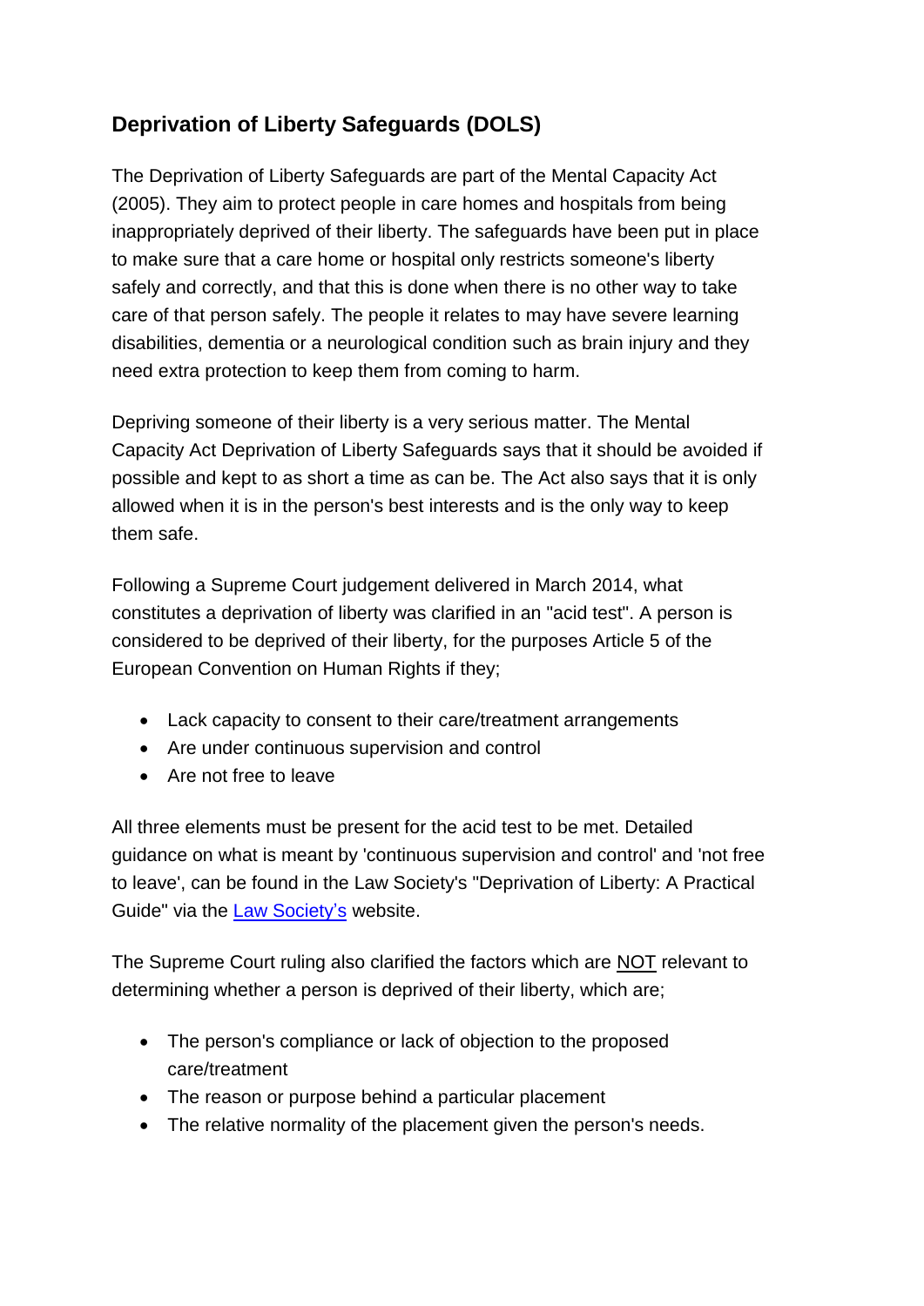## Deprivation of Liberty Safeguards (DOLS)

The Deprivation of Liberty Safeguards are part of the Mental Capacity Act (2005). They aim to protect people in care homes and hospitals from being inappropriately deprived of their liberty. The safeguards have been put in place to make sure that a care home or hospital only restricts someone's liberty safely and correctly, and that this is done when there is no other way to take care of that person safely. The people it relates to may have severe learning disabilities, dementia or a neurological condition such as brain injury and they need extra protection to keep them from coming to harm.

Depriving someone of their liberty is a very serious matter. The Mental Capacity Act Deprivation of Liberty Safeguards says that it should be avoided if possible and kept to as short a time as can be. The Act also says that it is only allowed when it is in the person's best interests and is the only way to keep them safe.

Following a Supreme Court judgement delivered in March 2014, what constitutes a deprivation of liberty was clarified in an "acid test". A person is considered to be deprived of their liberty, for the purposes Article 5 of the European Convention on Human Rights if they;

- Lack capacity to consent to their care/treatment arrangements
- Are under continuous supervision and control
- Are not free to leave

All three elements must be present for the acid test to be met. Detailed guidance on what is meant by 'continuous supervision and control' and 'not free to leave', can be found in the Law Society's "Deprivation of Liberty: A Practical Guide" via the [Law Society's]() website.

The Supreme Court ruling also clarified the factors which are <u>NOT</u> relevant to determining whether a person is deprived of their liberty, which are;

- The person's compliance or lack of objection to the proposed care/treatment
- The reason or purpose behind a particular placement
- The relative normality of the placement given the person's needs.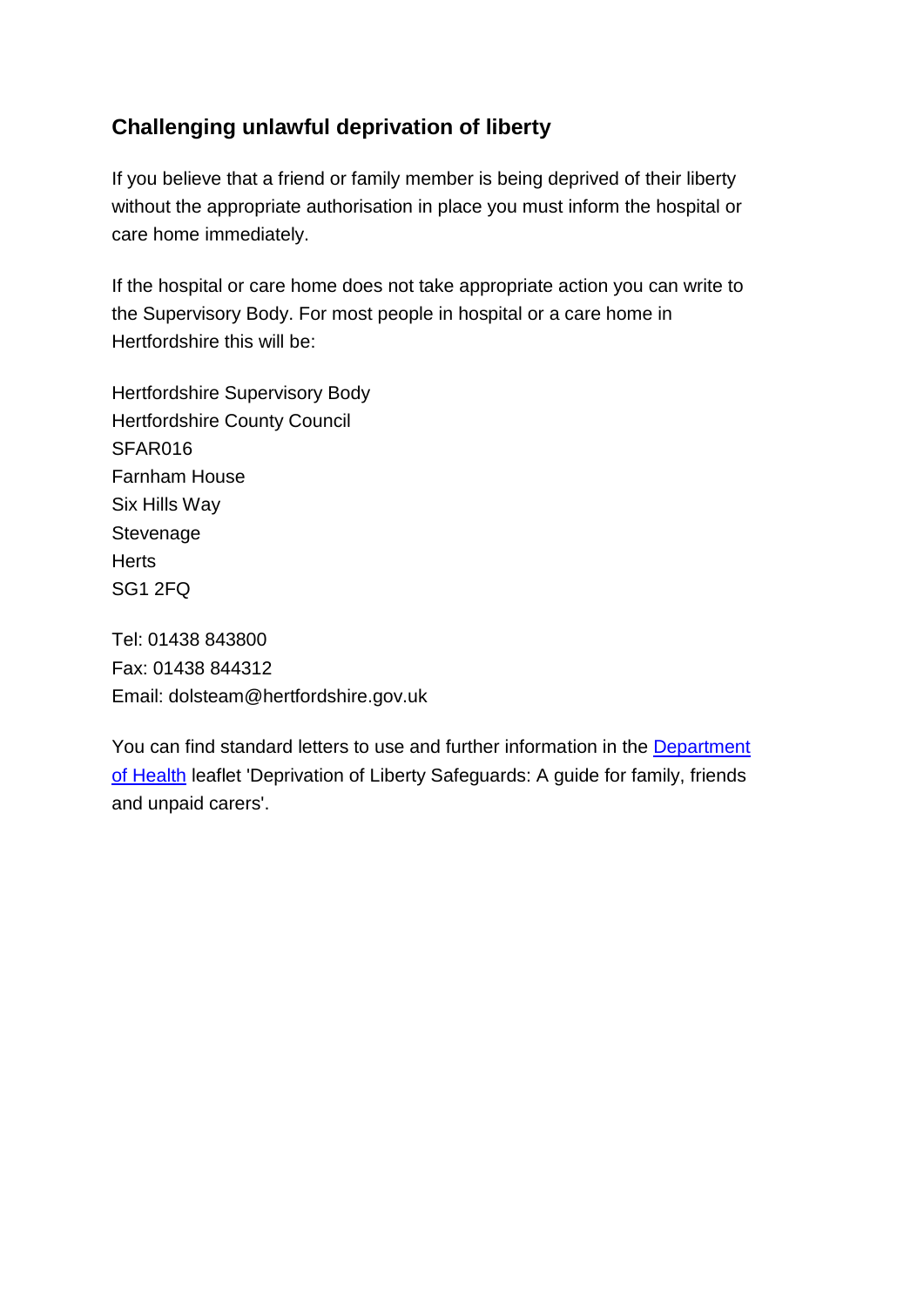## Challenging unlawful deprivation of liberty

If you believe that a friend or family member is being deprived of their liberty without the appropriate authorisation in place you must inform the hospital or care home immediately.

If the hospital or care home does not take appropriate action you can write to the Supervisory Body. For most people in hospital or a care home in Hertfordshire this will be:

Hertfordshire Supervisory Body
Hertfordshire County Council
SFAR016
Farnham House
Six Hills Way
Stevenage
Herts
SG1 2FQ

Tel: 01438 843800
Fax: 01438 844312
Email: dolsteam@hertfordshire.gov.uk

You can find standard letters to use and further information in the [Department of Health]() leaflet 'Deprivation of Liberty Safeguards: A guide for family, friends and unpaid carers'.